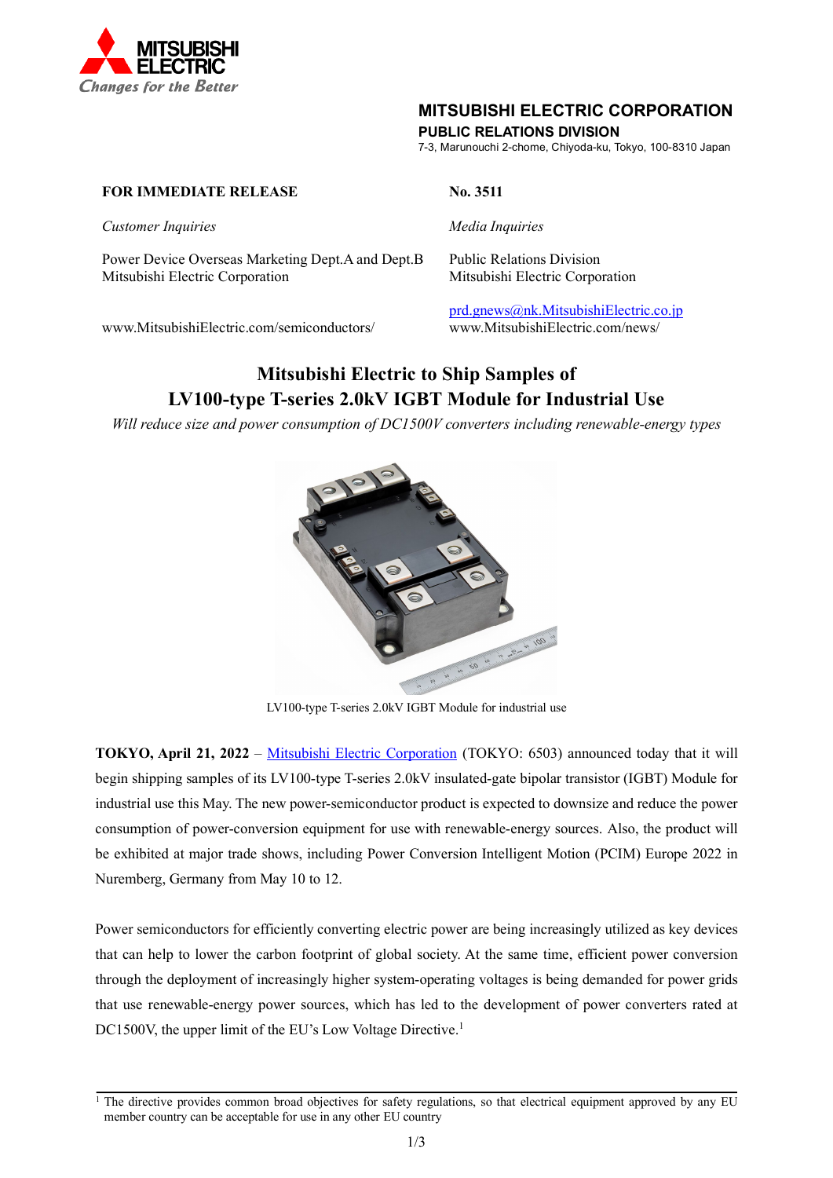**MITSUBISHI ELECTRIC CORPORATION**
**PUBLIC RELATIONS DIVISION**
7-3, Marunouchi 2-chome, Chiyoda-ku, Tokyo, 100-8310 Japan

**FOR IMMEDIATE RELEASE** **No. 3511**

*Customer Inquiries*

Power Device Overseas Marketing Dept.A and Dept.B
Mitsubishi Electric Corporation

www.MitsubishiElectric.com/semiconductors/

*Media Inquiries*

Public Relations Division
Mitsubishi Electric Corporation

prd.gnews@nk.MitsubishiElectric.co.jp
www.MitsubishiElectric.com/news/

# Mitsubishi Electric to Ship Samples of LV100-type T-series 2.0kV IGBT Module for Industrial Use

*Will reduce size and power consumption of DC1500V converters including renewable-energy types*

LV100-type T-series 2.0kV IGBT Module for industrial use

**TOKYO, April 21, 2022** – Mitsubishi Electric Corporation (TOKYO: 6503) announced today that it will begin shipping samples of its LV100-type T-series 2.0kV insulated-gate bipolar transistor (IGBT) Module for industrial use this May. The new power-semiconductor product is expected to downsize and reduce the power consumption of power-conversion equipment for use with renewable-energy sources. Also, the product will be exhibited at major trade shows, including Power Conversion Intelligent Motion (PCIM) Europe 2022 in Nuremberg, Germany from May 10 to 12.

Power semiconductors for efficiently converting electric power are being increasingly utilized as key devices that can help to lower the carbon footprint of global society. At the same time, efficient power conversion through the deployment of increasingly higher system-operating voltages is being demanded for power grids that use renewable-energy power sources, which has led to the development of power converters rated at DC1500V, the upper limit of the EU's Low Voltage Directive.[1]

---

[1] The directive provides common broad objectives for safety regulations, so that electrical equipment approved by any EU member country can be acceptable for use in any other EU country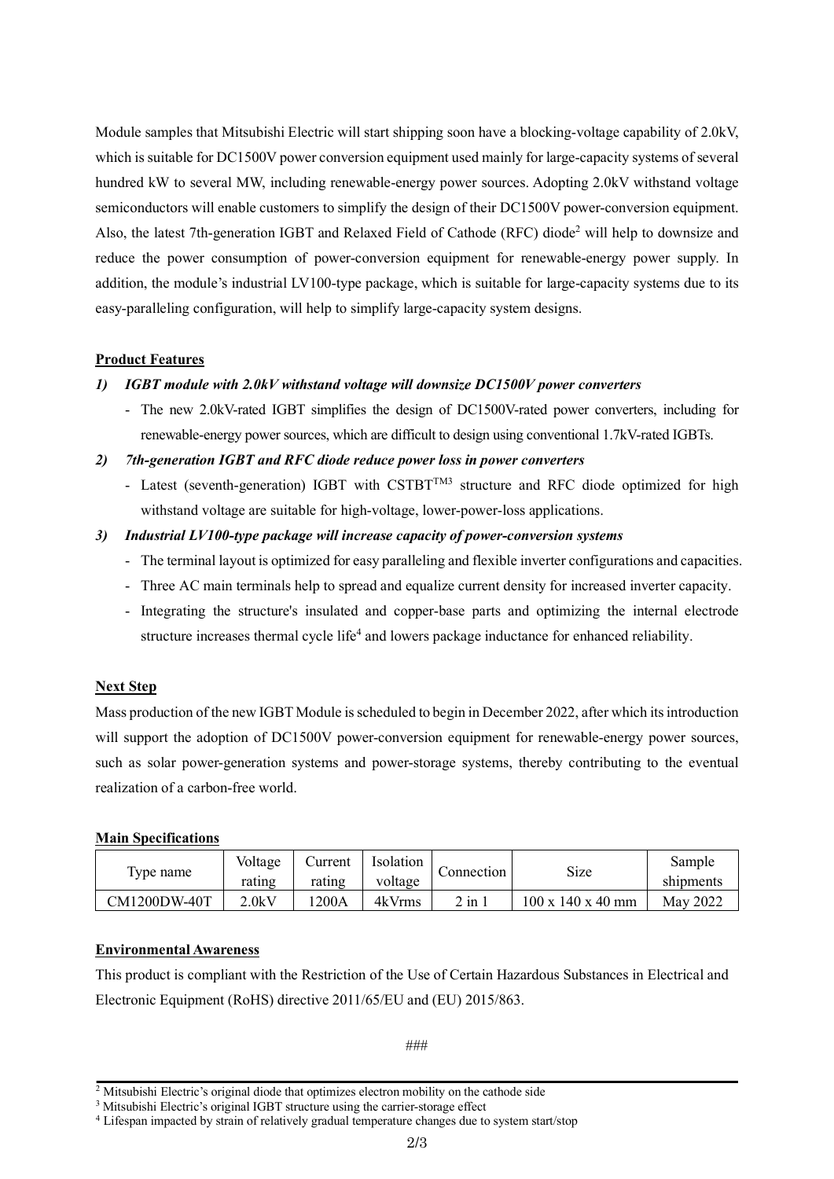Module samples that Mitsubishi Electric will start shipping soon have a blocking-voltage capability of 2.0kV, which is suitable for DC1500V power conversion equipment used mainly for large-capacity systems of several hundred kW to several MW, including renewable-energy power sources. Adopting 2.0kV withstand voltage semiconductors will enable customers to simplify the design of their DC1500V power-conversion equipment. Also, the latest 7th-generation IGBT and Relaxed Field of Cathode (RFC) diode[2] will help to downsize and reduce the power consumption of power-conversion equipment for renewable-energy power supply. In addition, the module's industrial LV100-type package, which is suitable for large-capacity systems due to its easy-paralleling configuration, will help to simplify large-capacity system designs.

## Product Features

***1) IGBT module with 2.0kV withstand voltage will downsize DC1500V power converters***

- The new 2.0kV-rated IGBT simplifies the design of DC1500V-rated power converters, including for renewable-energy power sources, which are difficult to design using conventional 1.7kV-rated IGBTs.

***2) 7th-generation IGBT and RFC diode reduce power loss in power converters***

- Latest (seventh-generation) IGBT with CSTBT™[3] structure and RFC diode optimized for high withstand voltage are suitable for high-voltage, lower-power-loss applications.

***3) Industrial LV100-type package will increase capacity of power-conversion systems***

- The terminal layout is optimized for easy paralleling and flexible inverter configurations and capacities.
- Three AC main terminals help to spread and equalize current density for increased inverter capacity.
- Integrating the structure's insulated and copper-base parts and optimizing the internal electrode structure increases thermal cycle life[4] and lowers package inductance for enhanced reliability.

## Next Step

Mass production of the new IGBT Module is scheduled to begin in December 2022, after which its introduction will support the adoption of DC1500V power-conversion equipment for renewable-energy power sources, such as solar power-generation systems and power-storage systems, thereby contributing to the eventual realization of a carbon-free world.

## Main Specifications

| Type name | Voltage rating | Current rating | Isolation voltage | Connection | Size | Sample shipments |
|---|---|---|---|---|---|---|
| CM1200DW-40T | 2.0kV | 1200A | 4kVrms | 2 in 1 | 100 x 140 x 40 mm | May 2022 |

## Environmental Awareness

This product is compliant with the Restriction of the Use of Certain Hazardous Substances in Electrical and Electronic Equipment (RoHS) directive 2011/65/EU and (EU) 2015/863.

###

---

[2] Mitsubishi Electric's original diode that optimizes electron mobility on the cathode side

[3] Mitsubishi Electric's original IGBT structure using the carrier-storage effect

[4] Lifespan impacted by strain of relatively gradual temperature changes due to system start/stop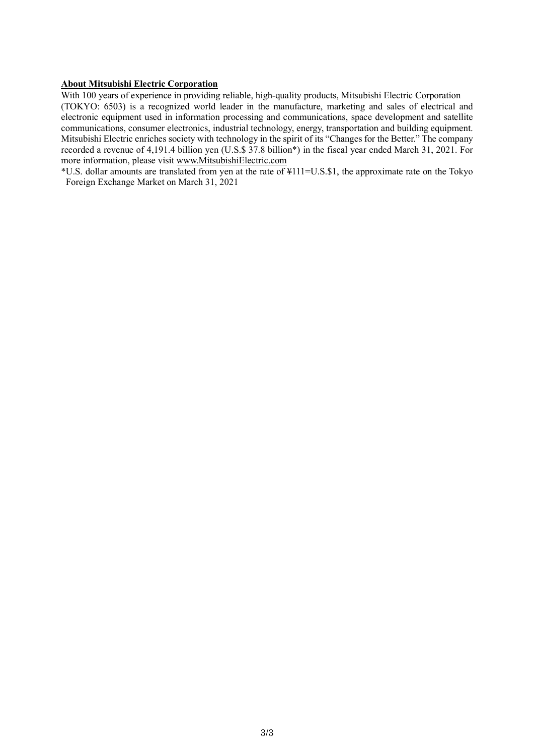**About Mitsubishi Electric Corporation**

With 100 years of experience in providing reliable, high-quality products, Mitsubishi Electric Corporation (TOKYO: 6503) is a recognized world leader in the manufacture, marketing and sales of electrical and electronic equipment used in information processing and communications, space development and satellite communications, consumer electronics, industrial technology, energy, transportation and building equipment. Mitsubishi Electric enriches society with technology in the spirit of its "Changes for the Better." The company recorded a revenue of 4,191.4 billion yen (U.S.$ 37.8 billion*) in the fiscal year ended March 31, 2021. For more information, please visit www.MitsubishiElectric.com

*U.S. dollar amounts are translated from yen at the rate of ¥111=U.S.$1, the approximate rate on the Tokyo Foreign Exchange Market on March 31, 2021